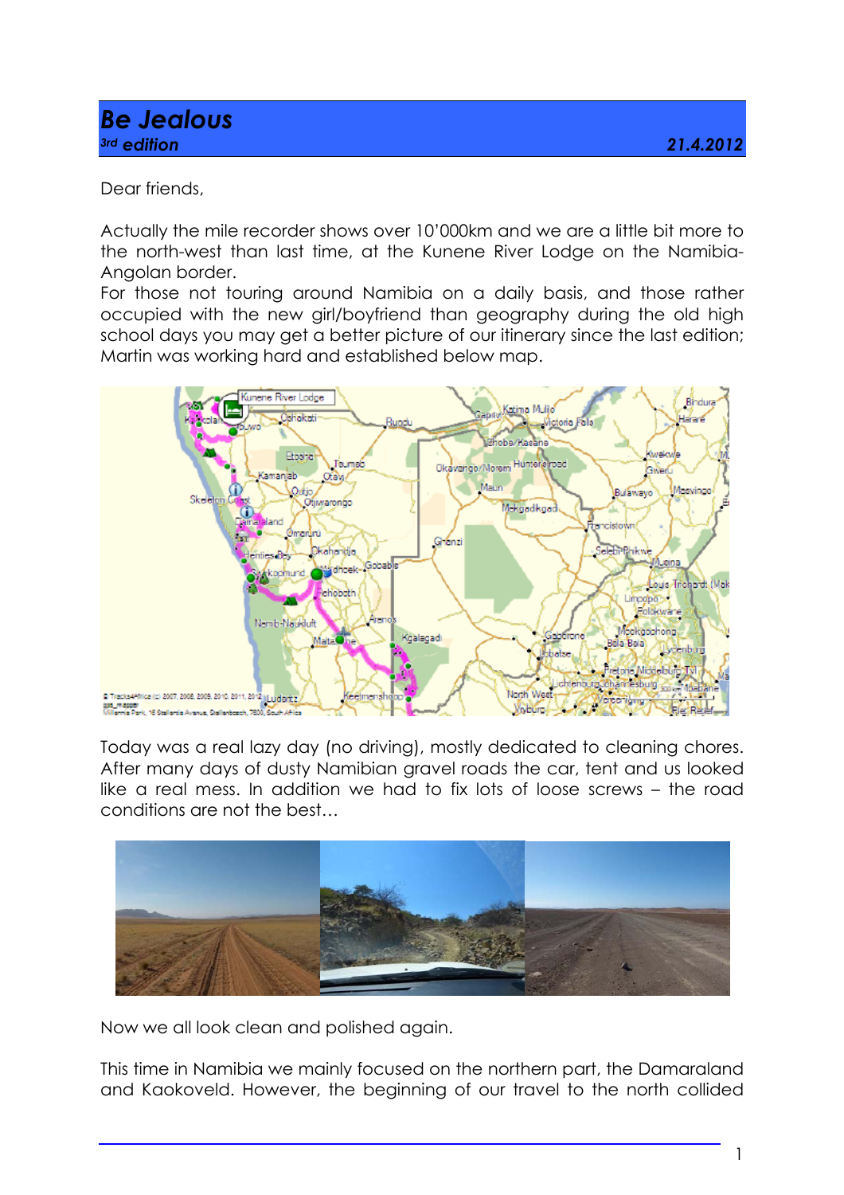# *Be Jealous*

***3rd edition*** ***21.4.2012***

Dear friends,

Actually the mile recorder shows over 10'000km and we are a little bit more to the north-west than last time, at the Kunene River Lodge on the Namibia-Angolan border.

For those not touring around Namibia on a daily basis, and those rather occupied with the new girl/boyfriend than geography during the old high school days you may get a better picture of our itinerary since the last edition; Martin was working hard and established below map.

Today was a real lazy day (no driving), mostly dedicated to cleaning chores. After many days of dusty Namibian gravel roads the car, tent and us looked like a real mess. In addition we had to fix lots of loose screws – the road conditions are not the best…

Now we all look clean and polished again.

This time in Namibia we mainly focused on the northern part, the Damaraland and Kaokoveld. However, the beginning of our travel to the north collided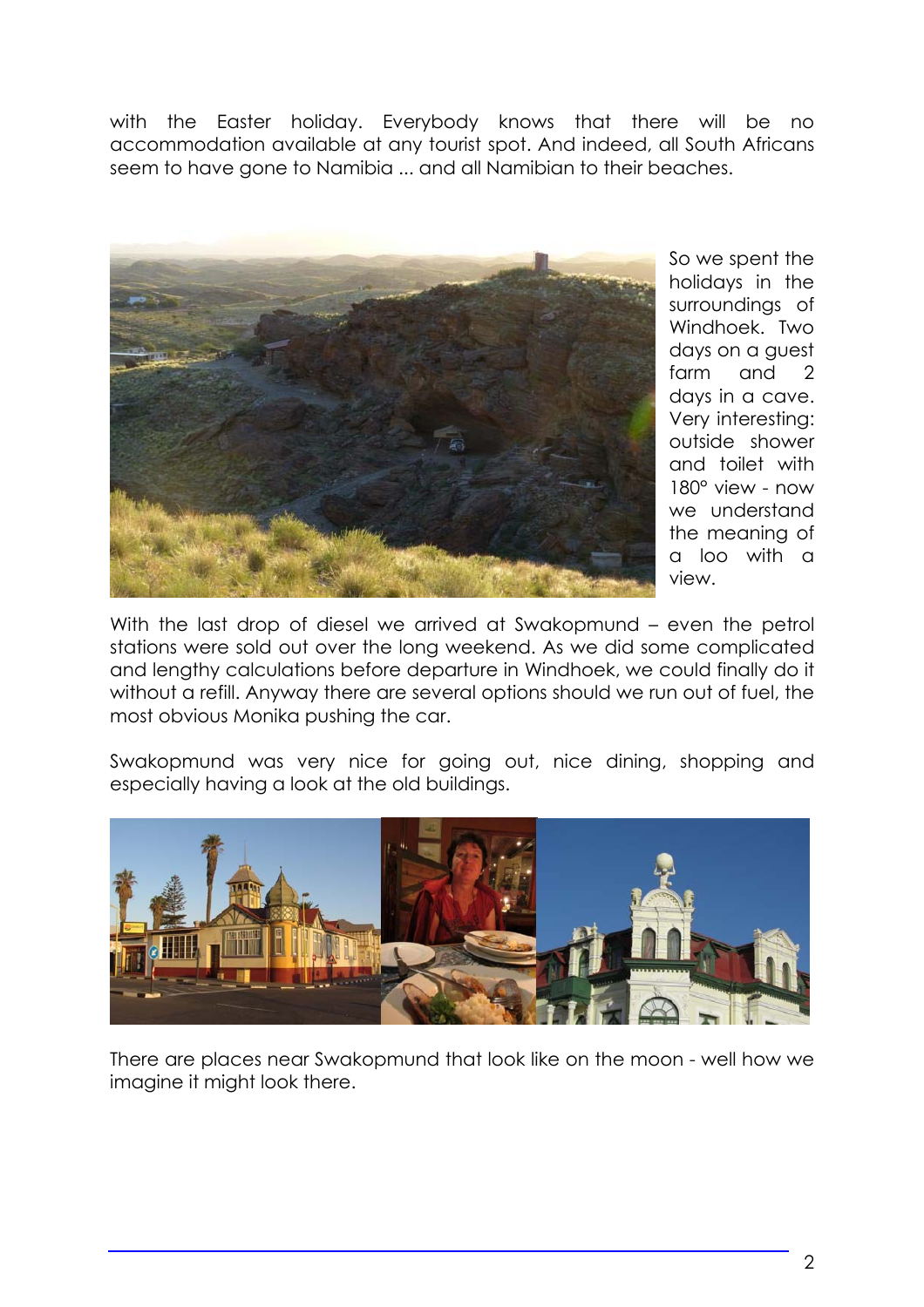with the Easter holiday. Everybody knows that there will be no accommodation available at any tourist spot. And indeed, all South Africans seem to have gone to Namibia ... and all Namibian to their beaches.

So we spent the holidays in the surroundings of Windhoek. Two days on a guest farm and 2 days in a cave. Very interesting: outside shower and toilet with 180° view - now we understand the meaning of a loo with a view.

With the last drop of diesel we arrived at Swakopmund – even the petrol stations were sold out over the long weekend. As we did some complicated and lengthy calculations before departure in Windhoek, we could finally do it without a refill. Anyway there are several options should we run out of fuel, the most obvious Monika pushing the car.

Swakopmund was very nice for going out, nice dining, shopping and especially having a look at the old buildings.

There are places near Swakopmund that look like on the moon - well how we imagine it might look there.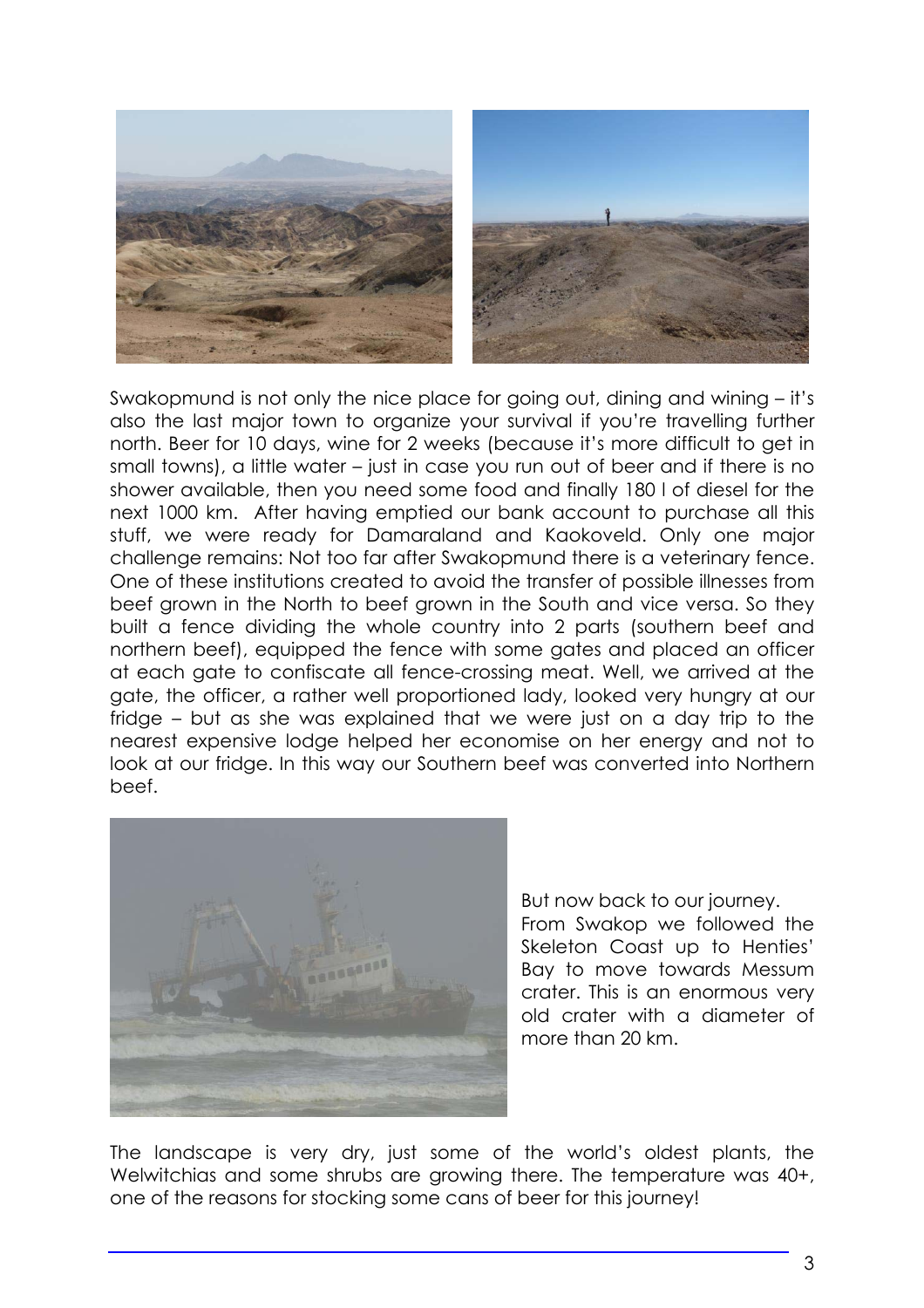Swakopmund is not only the nice place for going out, dining and wining – it's also the last major town to organize your survival if you're travelling further north. Beer for 10 days, wine for 2 weeks (because it's more difficult to get in small towns), a little water – just in case you run out of beer and if there is no shower available, then you need some food and finally 180 l of diesel for the next 1000 km. After having emptied our bank account to purchase all this stuff, we were ready for Damaraland and Kaokoveld. Only one major challenge remains: Not too far after Swakopmund there is a veterinary fence. One of these institutions created to avoid the transfer of possible illnesses from beef grown in the North to beef grown in the South and vice versa. So they built a fence dividing the whole country into 2 parts (southern beef and northern beef), equipped the fence with some gates and placed an officer at each gate to confiscate all fence-crossing meat. Well, we arrived at the gate, the officer, a rather well proportioned lady, looked very hungry at our fridge – but as she was explained that we were just on a day trip to the nearest expensive lodge helped her economise on her energy and not to look at our fridge. In this way our Southern beef was converted into Northern beef.

But now back to our journey. From Swakop we followed the Skeleton Coast up to Henties' Bay to move towards Messum crater. This is an enormous very old crater with a diameter of more than 20 km.

The landscape is very dry, just some of the world's oldest plants, the Welwitchias and some shrubs are growing there. The temperature was 40+, one of the reasons for stocking some cans of beer for this journey!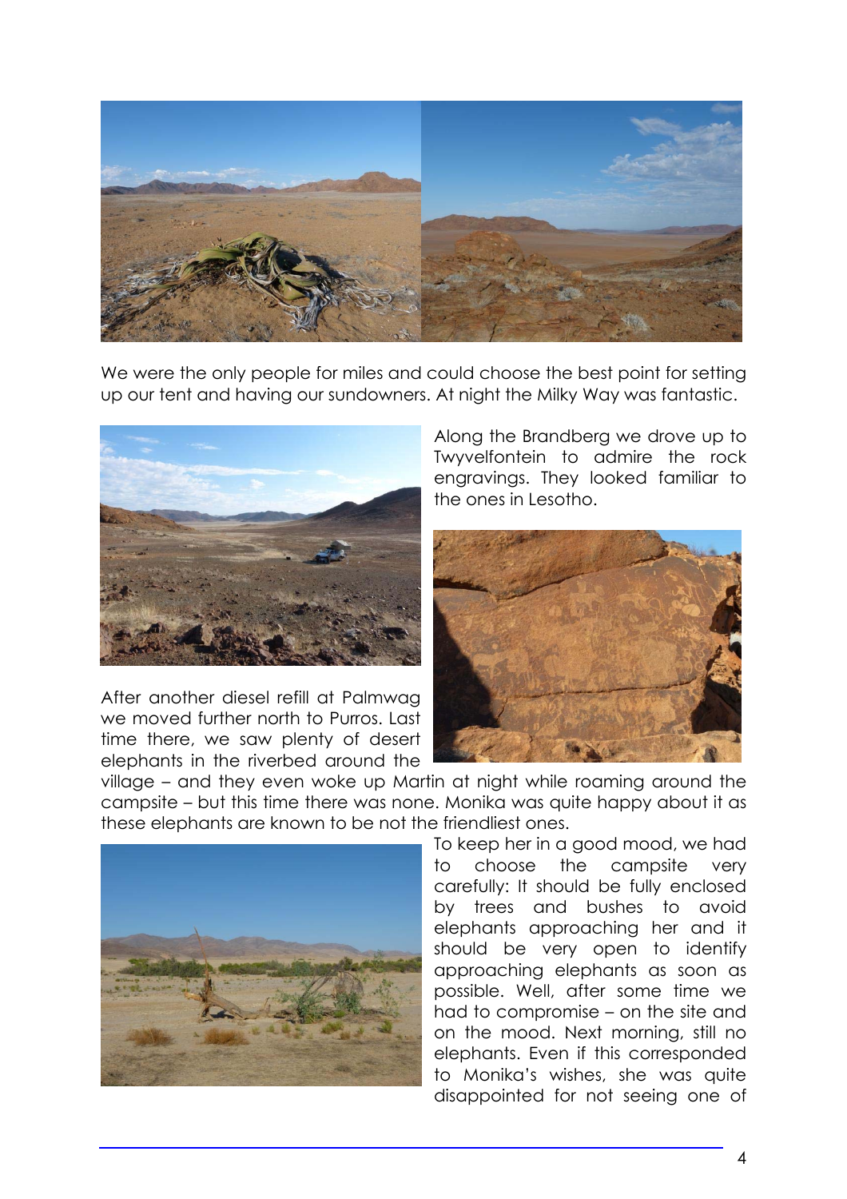We were the only people for miles and could choose the best point for setting up our tent and having our sundowners. At night the Milky Way was fantastic.

Along the Brandberg we drove up to Twyvelfontein to admire the rock engravings. They looked familiar to the ones in Lesotho.

After another diesel refill at Palmwag we moved further north to Purros. Last time there, we saw plenty of desert elephants in the riverbed around the village – and they even woke up Martin at night while roaming around the campsite – but this time there was none. Monika was quite happy about it as these elephants are known to be not the friendliest ones.

To keep her in a good mood, we had to choose the campsite very carefully: It should be fully enclosed by trees and bushes to avoid elephants approaching her and it should be very open to identify approaching elephants as soon as possible. Well, after some time we had to compromise – on the site and on the mood. Next morning, still no elephants. Even if this corresponded to Monika's wishes, she was quite disappointed for not seeing one of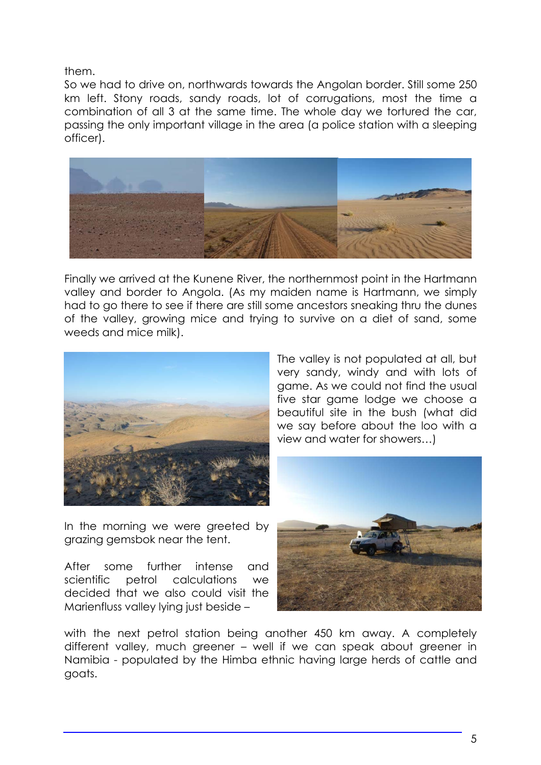them.

So we had to drive on, northwards towards the Angolan border. Still some 250 km left. Stony roads, sandy roads, lot of corrugations, most the time a combination of all 3 at the same time. The whole day we tortured the car, passing the only important village in the area (a police station with a sleeping officer).

Finally we arrived at the Kunene River, the northernmost point in the Hartmann valley and border to Angola. (As my maiden name is Hartmann, we simply had to go there to see if there are still some ancestors sneaking thru the dunes of the valley, growing mice and trying to survive on a diet of sand, some weeds and mice milk).

The valley is not populated at all, but very sandy, windy and with lots of game. As we could not find the usual five star game lodge we choose a beautiful site in the bush (what did we say before about the loo with a view and water for showers…)

In the morning we were greeted by grazing gemsbok near the tent.

After some further intense and scientific petrol calculations we decided that we also could visit the Marienfluss valley lying just beside – with the next petrol station being another 450 km away. A completely different valley, much greener – well if we can speak about greener in Namibia - populated by the Himba ethnic having large herds of cattle and goats.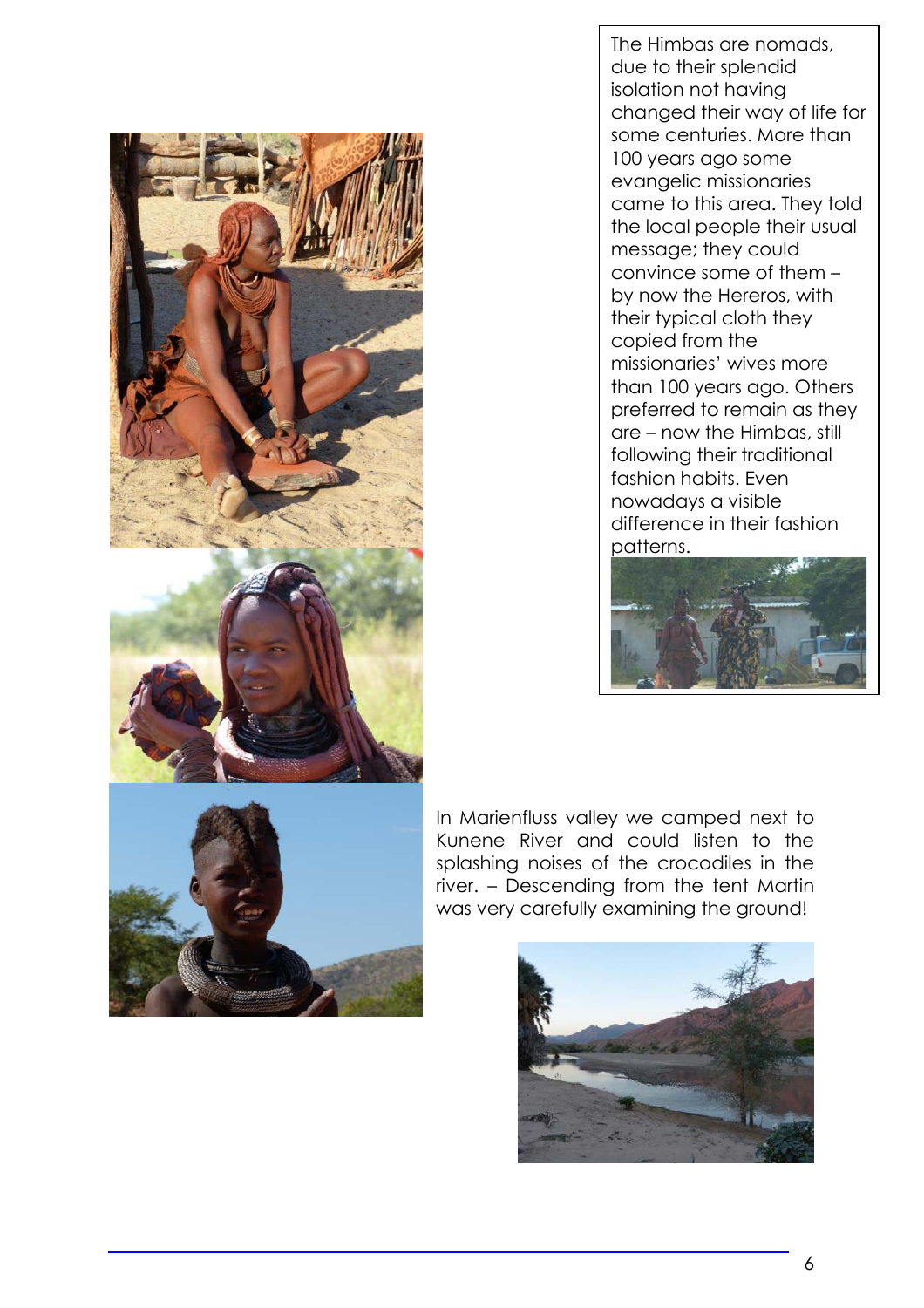The Himbas are nomads, due to their splendid isolation not having changed their way of life for some centuries. More than 100 years ago some evangelic missionaries came to this area. They told the local people their usual message; they could convince some of them – by now the Hereros, with their typical cloth they copied from the missionaries' wives more than 100 years ago. Others preferred to remain as they are – now the Himbas, still following their traditional fashion habits. Even nowadays a visible difference in their fashion patterns.

In Marienfluss valley we camped next to Kunene River and could listen to the splashing noises of the crocodiles in the river. – Descending from the tent Martin was very carefully examining the ground!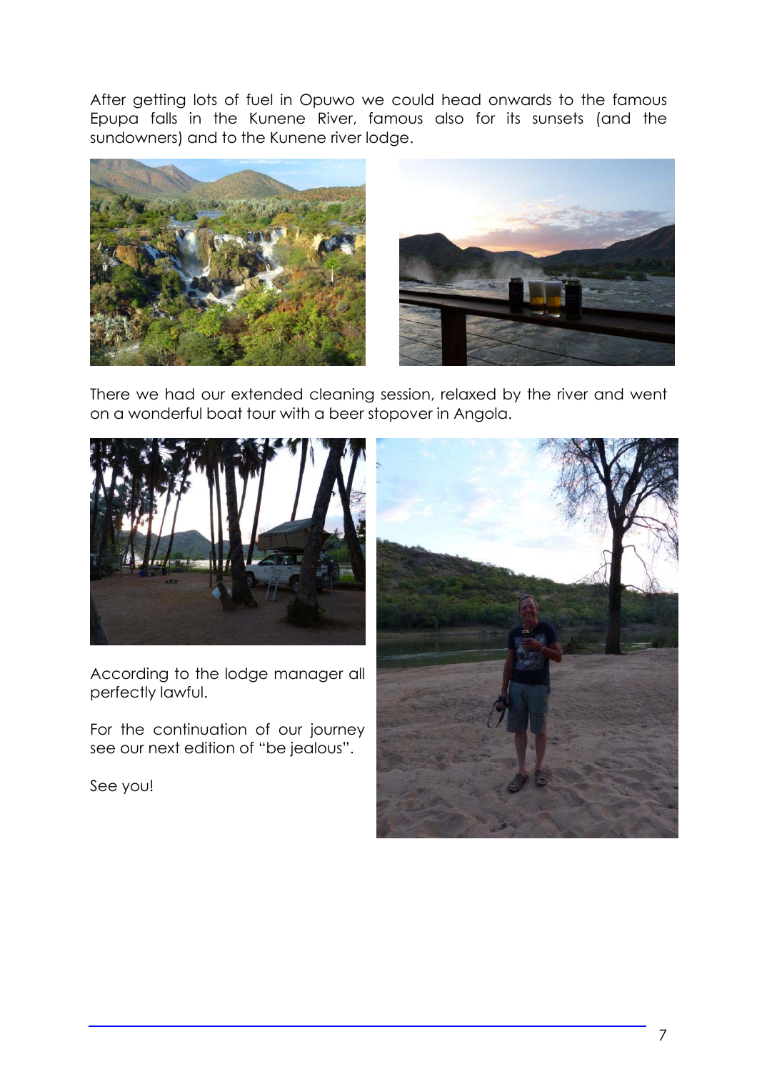After getting lots of fuel in Opuwo we could head onwards to the famous Epupa falls in the Kunene River, famous also for its sunsets (and the sundowners) and to the Kunene river lodge.

There we had our extended cleaning session, relaxed by the river and went on a wonderful boat tour with a beer stopover in Angola.

According to the lodge manager all perfectly lawful.

For the continuation of our journey see our next edition of "be jealous".

See you!